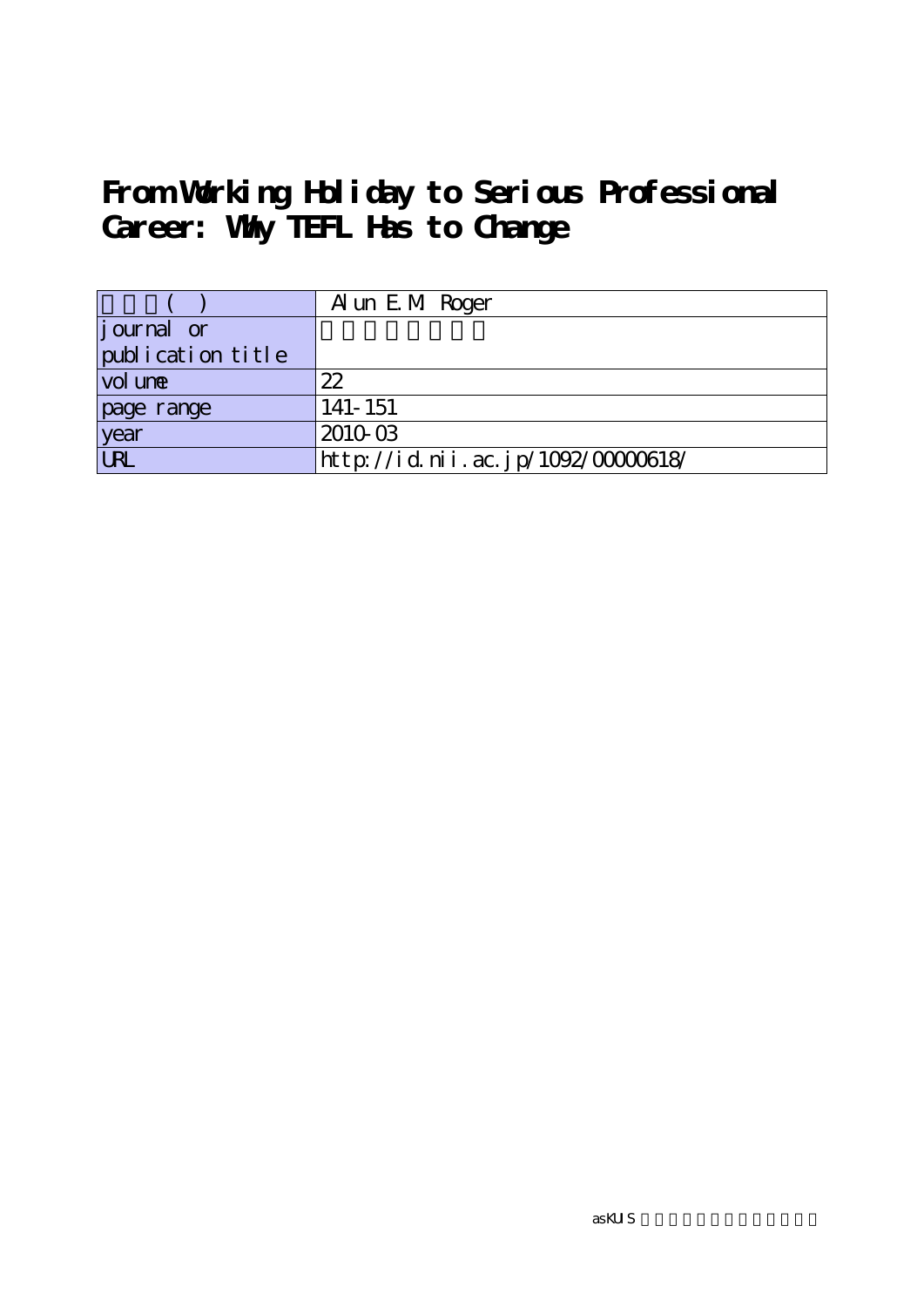# From Working Holiday to Serious Professional Career: Why TEFL Has to Change

| | |
|---|---|
| ( ) | Alun E.M. Roger |
| journal or publication title | |
| volume | 22 |
| page range | 141-151 |
| year | 2010-03 |
| URL | http://id.nii.ac.jp/1092/00000618/ |

asKUIS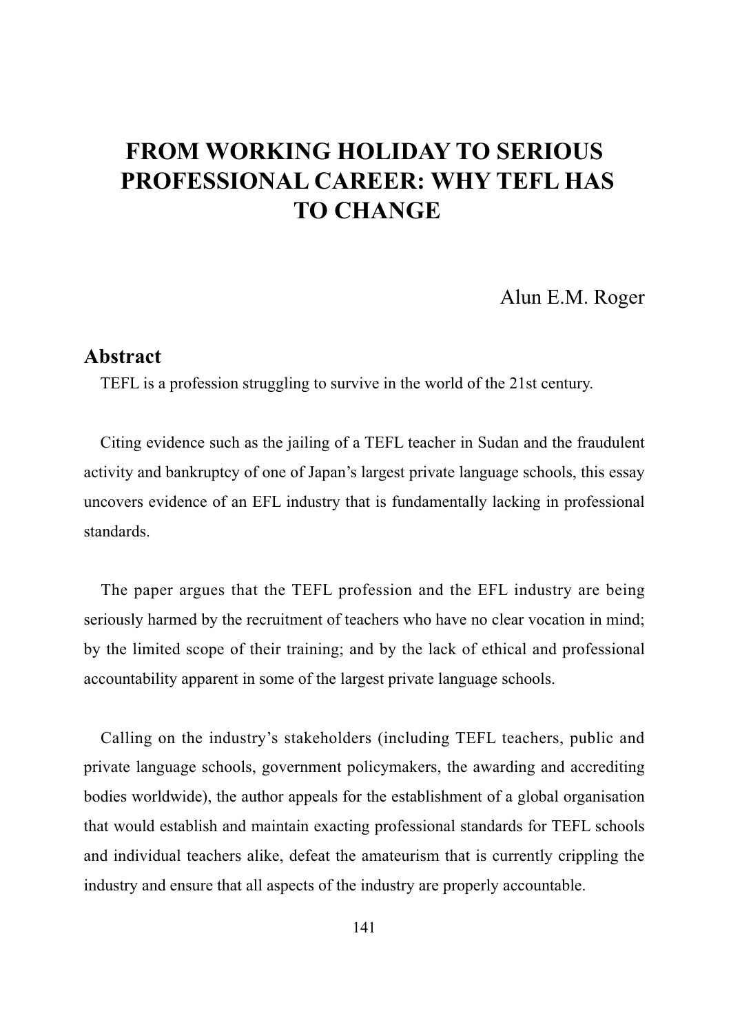# FROM WORKING HOLIDAY TO SERIOUS PROFESSIONAL CAREER: WHY TEFL HAS TO CHANGE

Alun E.M. Roger

## Abstract

TEFL is a profession struggling to survive in the world of the 21st century.

Citing evidence such as the jailing of a TEFL teacher in Sudan and the fraudulent activity and bankruptcy of one of Japan's largest private language schools, this essay uncovers evidence of an EFL industry that is fundamentally lacking in professional standards.

The paper argues that the TEFL profession and the EFL industry are being seriously harmed by the recruitment of teachers who have no clear vocation in mind; by the limited scope of their training; and by the lack of ethical and professional accountability apparent in some of the largest private language schools.

Calling on the industry's stakeholders (including TEFL teachers, public and private language schools, government policymakers, the awarding and accrediting bodies worldwide), the author appeals for the establishment of a global organisation that would establish and maintain exacting professional standards for TEFL schools and individual teachers alike, defeat the amateurism that is currently crippling the industry and ensure that all aspects of the industry are properly accountable.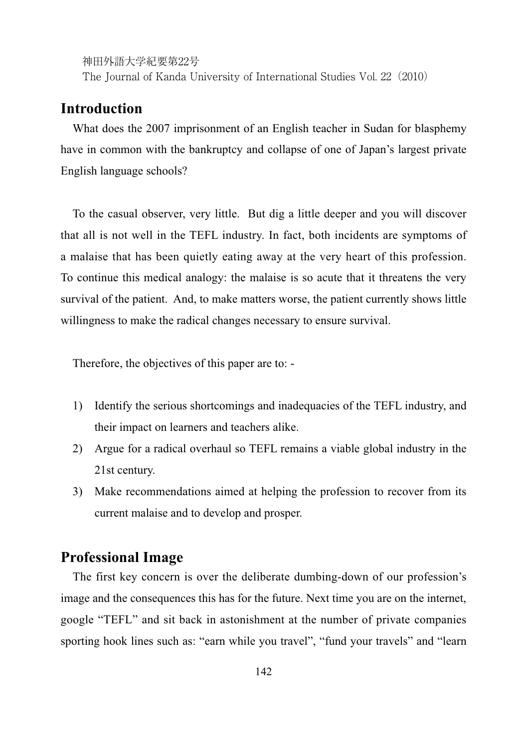## Introduction

What does the 2007 imprisonment of an English teacher in Sudan for blasphemy have in common with the bankruptcy and collapse of one of Japan's largest private English language schools?

To the casual observer, very little. But dig a little deeper and you will discover that all is not well in the TEFL industry. In fact, both incidents are symptoms of a malaise that has been quietly eating away at the very heart of this profession. To continue this medical analogy: the malaise is so acute that it threatens the very survival of the patient. And, to make matters worse, the patient currently shows little willingness to make the radical changes necessary to ensure survival.

Therefore, the objectives of this paper are to: -

1) Identify the serious shortcomings and inadequacies of the TEFL industry, and their impact on learners and teachers alike.
2) Argue for a radical overhaul so TEFL remains a viable global industry in the 21st century.
3) Make recommendations aimed at helping the profession to recover from its current malaise and to develop and prosper.

## Professional Image

The first key concern is over the deliberate dumbing-down of our profession's image and the consequences this has for the future. Next time you are on the internet, google "TEFL" and sit back in astonishment at the number of private companies sporting hook lines such as: "earn while you travel", "fund your travels" and "learn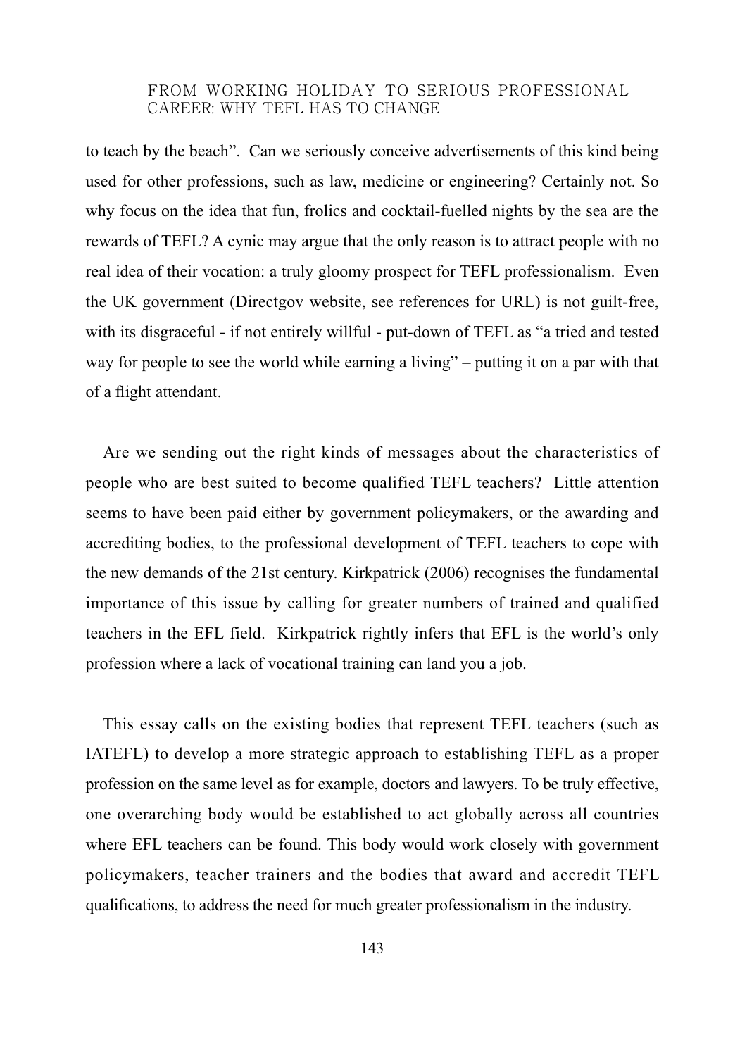to teach by the beach". Can we seriously conceive advertisements of this kind being used for other professions, such as law, medicine or engineering? Certainly not. So why focus on the idea that fun, frolics and cocktail-fuelled nights by the sea are the rewards of TEFL? A cynic may argue that the only reason is to attract people with no real idea of their vocation: a truly gloomy prospect for TEFL professionalism. Even the UK government (Directgov website, see references for URL) is not guilt-free, with its disgraceful - if not entirely willful - put-down of TEFL as "a tried and tested way for people to see the world while earning a living" – putting it on a par with that of a flight attendant.

Are we sending out the right kinds of messages about the characteristics of people who are best suited to become qualified TEFL teachers? Little attention seems to have been paid either by government policymakers, or the awarding and accrediting bodies, to the professional development of TEFL teachers to cope with the new demands of the 21st century. Kirkpatrick (2006) recognises the fundamental importance of this issue by calling for greater numbers of trained and qualified teachers in the EFL field. Kirkpatrick rightly infers that EFL is the world's only profession where a lack of vocational training can land you a job.

This essay calls on the existing bodies that represent TEFL teachers (such as IATEFL) to develop a more strategic approach to establishing TEFL as a proper profession on the same level as for example, doctors and lawyers. To be truly effective, one overarching body would be established to act globally across all countries where EFL teachers can be found. This body would work closely with government policymakers, teacher trainers and the bodies that award and accredit TEFL qualifications, to address the need for much greater professionalism in the industry.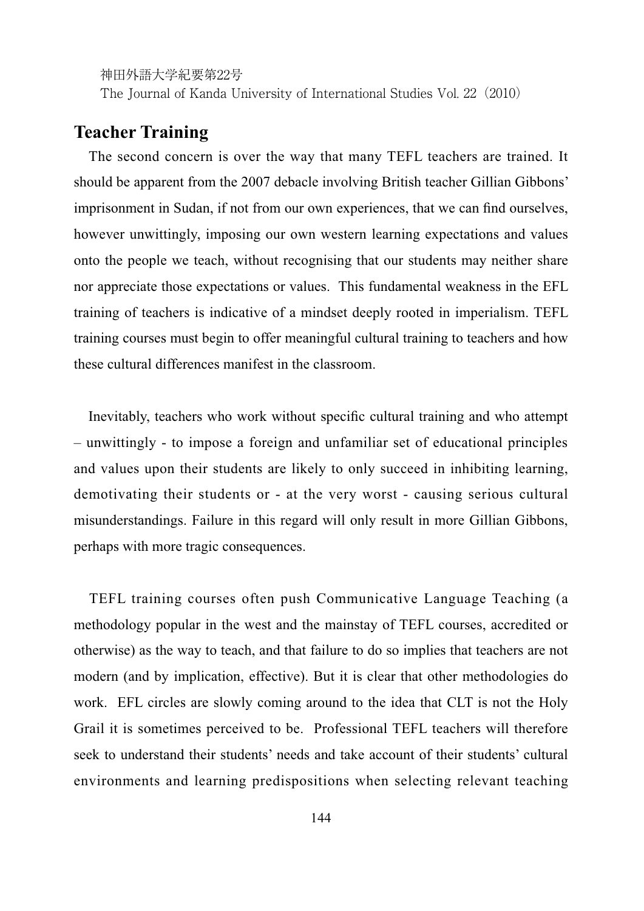## Teacher Training

The second concern is over the way that many TEFL teachers are trained. It should be apparent from the 2007 debacle involving British teacher Gillian Gibbons' imprisonment in Sudan, if not from our own experiences, that we can find ourselves, however unwittingly, imposing our own western learning expectations and values onto the people we teach, without recognising that our students may neither share nor appreciate those expectations or values. This fundamental weakness in the EFL training of teachers is indicative of a mindset deeply rooted in imperialism. TEFL training courses must begin to offer meaningful cultural training to teachers and how these cultural differences manifest in the classroom.

Inevitably, teachers who work without specific cultural training and who attempt – unwittingly - to impose a foreign and unfamiliar set of educational principles and values upon their students are likely to only succeed in inhibiting learning, demotivating their students or - at the very worst - causing serious cultural misunderstandings. Failure in this regard will only result in more Gillian Gibbons, perhaps with more tragic consequences.

TEFL training courses often push Communicative Language Teaching (a methodology popular in the west and the mainstay of TEFL courses, accredited or otherwise) as the way to teach, and that failure to do so implies that teachers are not modern (and by implication, effective). But it is clear that other methodologies do work. EFL circles are slowly coming around to the idea that CLT is not the Holy Grail it is sometimes perceived to be. Professional TEFL teachers will therefore seek to understand their students' needs and take account of their students' cultural environments and learning predispositions when selecting relevant teaching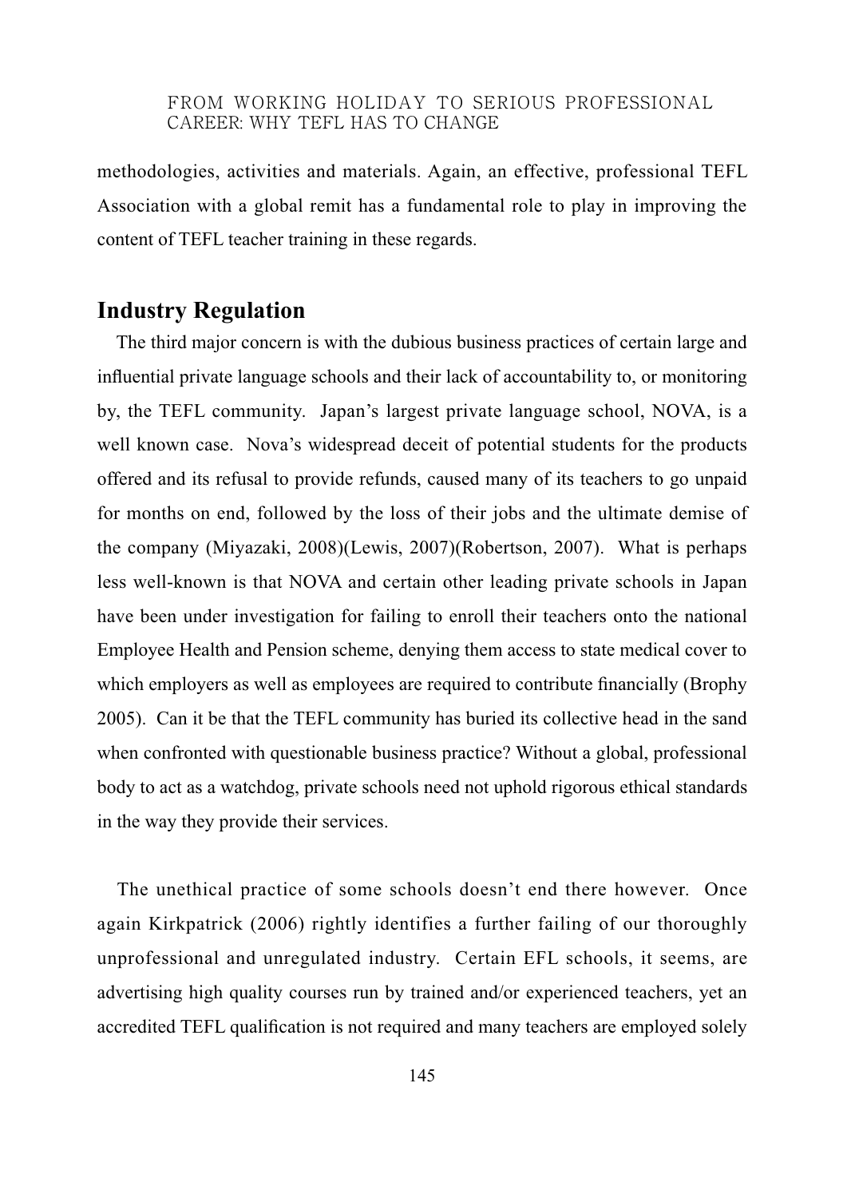methodologies, activities and materials. Again, an effective, professional TEFL Association with a global remit has a fundamental role to play in improving the content of TEFL teacher training in these regards.

## Industry Regulation

The third major concern is with the dubious business practices of certain large and influential private language schools and their lack of accountability to, or monitoring by, the TEFL community. Japan's largest private language school, NOVA, is a well known case. Nova's widespread deceit of potential students for the products offered and its refusal to provide refunds, caused many of its teachers to go unpaid for months on end, followed by the loss of their jobs and the ultimate demise of the company (Miyazaki, 2008)(Lewis, 2007)(Robertson, 2007). What is perhaps less well-known is that NOVA and certain other leading private schools in Japan have been under investigation for failing to enroll their teachers onto the national Employee Health and Pension scheme, denying them access to state medical cover to which employers as well as employees are required to contribute financially (Brophy 2005). Can it be that the TEFL community has buried its collective head in the sand when confronted with questionable business practice? Without a global, professional body to act as a watchdog, private schools need not uphold rigorous ethical standards in the way they provide their services.

The unethical practice of some schools doesn't end there however. Once again Kirkpatrick (2006) rightly identifies a further failing of our thoroughly unprofessional and unregulated industry. Certain EFL schools, it seems, are advertising high quality courses run by trained and/or experienced teachers, yet an accredited TEFL qualification is not required and many teachers are employed solely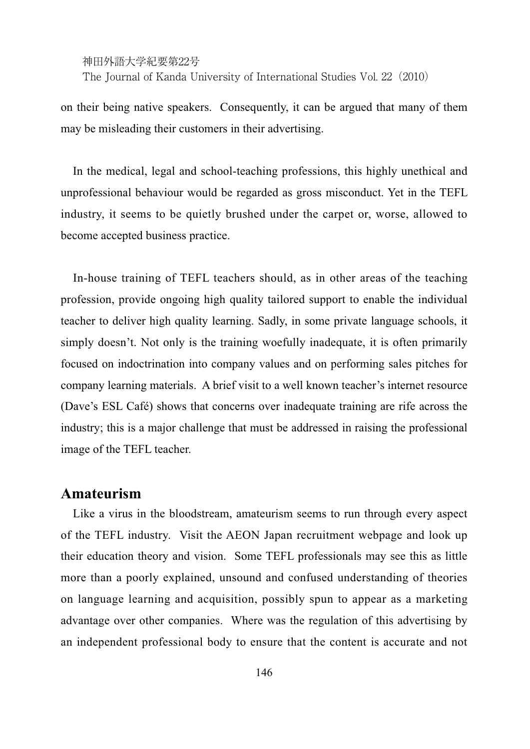on their being native speakers. Consequently, it can be argued that many of them may be misleading their customers in their advertising.

In the medical, legal and school-teaching professions, this highly unethical and unprofessional behaviour would be regarded as gross misconduct. Yet in the TEFL industry, it seems to be quietly brushed under the carpet or, worse, allowed to become accepted business practice.

In-house training of TEFL teachers should, as in other areas of the teaching profession, provide ongoing high quality tailored support to enable the individual teacher to deliver high quality learning. Sadly, in some private language schools, it simply doesn't. Not only is the training woefully inadequate, it is often primarily focused on indoctrination into company values and on performing sales pitches for company learning materials. A brief visit to a well known teacher's internet resource (Dave's ESL Café) shows that concerns over inadequate training are rife across the industry; this is a major challenge that must be addressed in raising the professional image of the TEFL teacher.

## Amateurism

Like a virus in the bloodstream, amateurism seems to run through every aspect of the TEFL industry. Visit the AEON Japan recruitment webpage and look up their education theory and vision. Some TEFL professionals may see this as little more than a poorly explained, unsound and confused understanding of theories on language learning and acquisition, possibly spun to appear as a marketing advantage over other companies. Where was the regulation of this advertising by an independent professional body to ensure that the content is accurate and not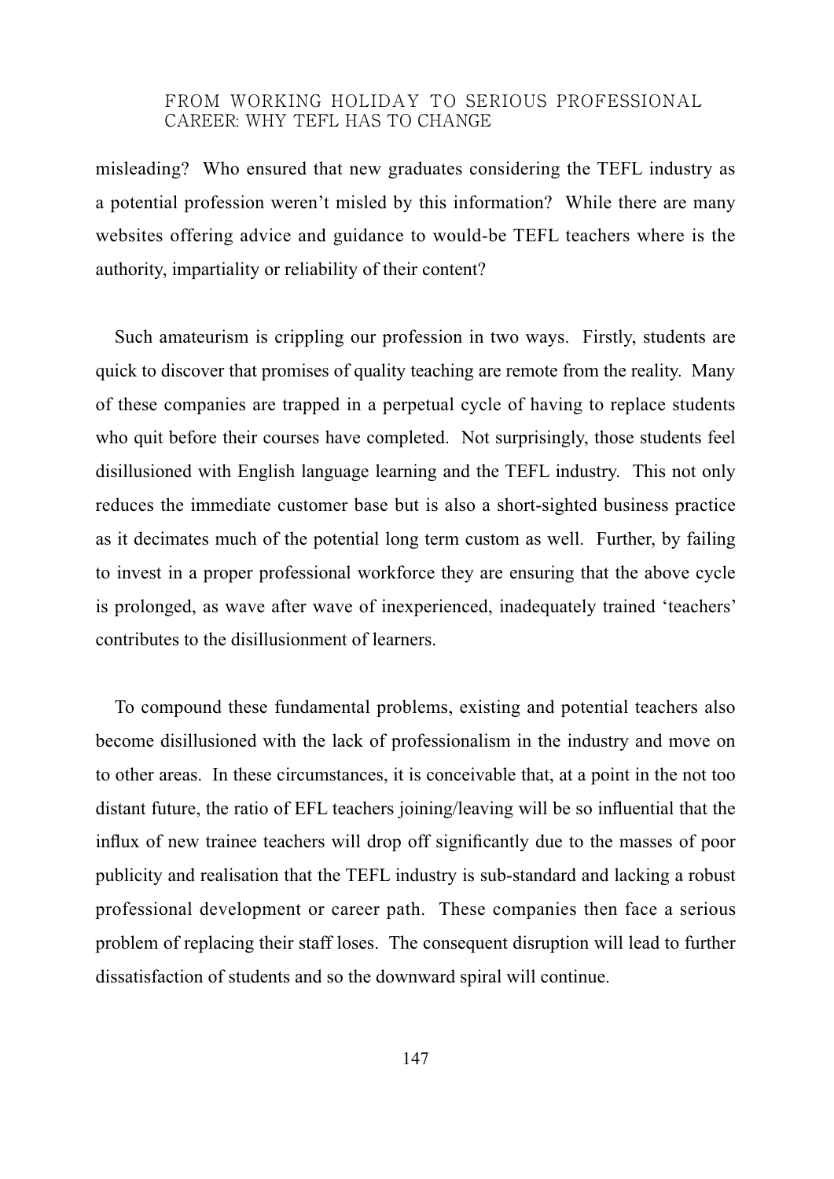misleading? Who ensured that new graduates considering the TEFL industry as a potential profession weren't misled by this information? While there are many websites offering advice and guidance to would-be TEFL teachers where is the authority, impartiality or reliability of their content?

Such amateurism is crippling our profession in two ways. Firstly, students are quick to discover that promises of quality teaching are remote from the reality. Many of these companies are trapped in a perpetual cycle of having to replace students who quit before their courses have completed. Not surprisingly, those students feel disillusioned with English language learning and the TEFL industry. This not only reduces the immediate customer base but is also a short-sighted business practice as it decimates much of the potential long term custom as well. Further, by failing to invest in a proper professional workforce they are ensuring that the above cycle is prolonged, as wave after wave of inexperienced, inadequately trained 'teachers' contributes to the disillusionment of learners.

To compound these fundamental problems, existing and potential teachers also become disillusioned with the lack of professionalism in the industry and move on to other areas. In these circumstances, it is conceivable that, at a point in the not too distant future, the ratio of EFL teachers joining/leaving will be so influential that the influx of new trainee teachers will drop off significantly due to the masses of poor publicity and realisation that the TEFL industry is sub-standard and lacking a robust professional development or career path. These companies then face a serious problem of replacing their staff loses. The consequent disruption will lead to further dissatisfaction of students and so the downward spiral will continue.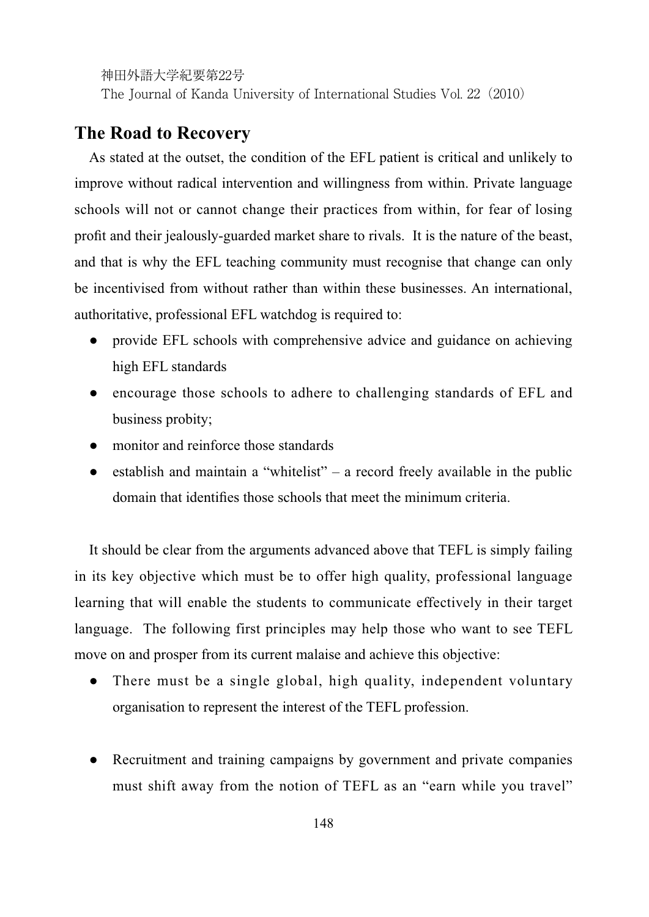## The Road to Recovery

As stated at the outset, the condition of the EFL patient is critical and unlikely to improve without radical intervention and willingness from within. Private language schools will not or cannot change their practices from within, for fear of losing profit and their jealously-guarded market share to rivals. It is the nature of the beast, and that is why the EFL teaching community must recognise that change can only be incentivised from without rather than within these businesses. An international, authoritative, professional EFL watchdog is required to:

- provide EFL schools with comprehensive advice and guidance on achieving high EFL standards
- encourage those schools to adhere to challenging standards of EFL and business probity;
- monitor and reinforce those standards
- establish and maintain a "whitelist" – a record freely available in the public domain that identifies those schools that meet the minimum criteria.

It should be clear from the arguments advanced above that TEFL is simply failing in its key objective which must be to offer high quality, professional language learning that will enable the students to communicate effectively in their target language. The following first principles may help those who want to see TEFL move on and prosper from its current malaise and achieve this objective:

- There must be a single global, high quality, independent voluntary organisation to represent the interest of the TEFL profession.

- Recruitment and training campaigns by government and private companies must shift away from the notion of TEFL as an "earn while you travel"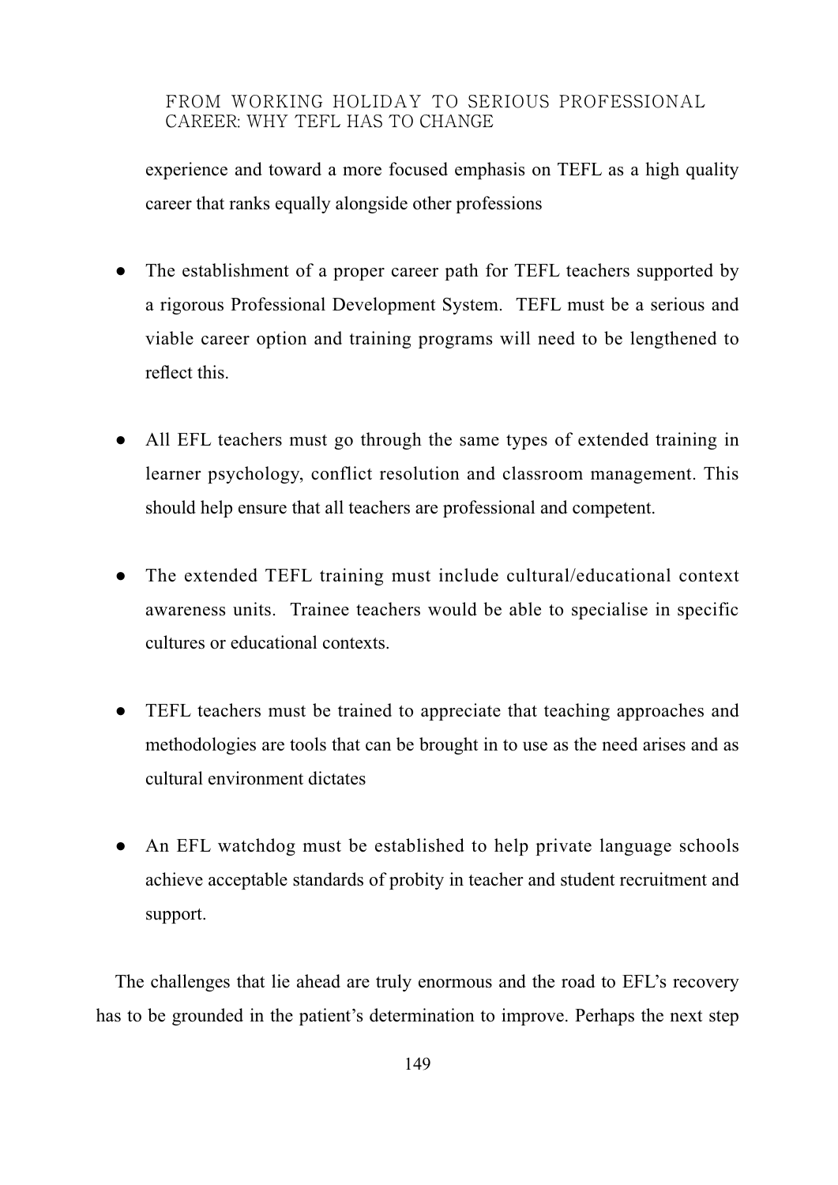experience and toward a more focused emphasis on TEFL as a high quality career that ranks equally alongside other professions

- The establishment of a proper career path for TEFL teachers supported by a rigorous Professional Development System. TEFL must be a serious and viable career option and training programs will need to be lengthened to reflect this.

- All EFL teachers must go through the same types of extended training in learner psychology, conflict resolution and classroom management. This should help ensure that all teachers are professional and competent.

- The extended TEFL training must include cultural/educational context awareness units. Trainee teachers would be able to specialise in specific cultures or educational contexts.

- TEFL teachers must be trained to appreciate that teaching approaches and methodologies are tools that can be brought in to use as the need arises and as cultural environment dictates

- An EFL watchdog must be established to help private language schools achieve acceptable standards of probity in teacher and student recruitment and support.

The challenges that lie ahead are truly enormous and the road to EFL's recovery has to be grounded in the patient's determination to improve. Perhaps the next step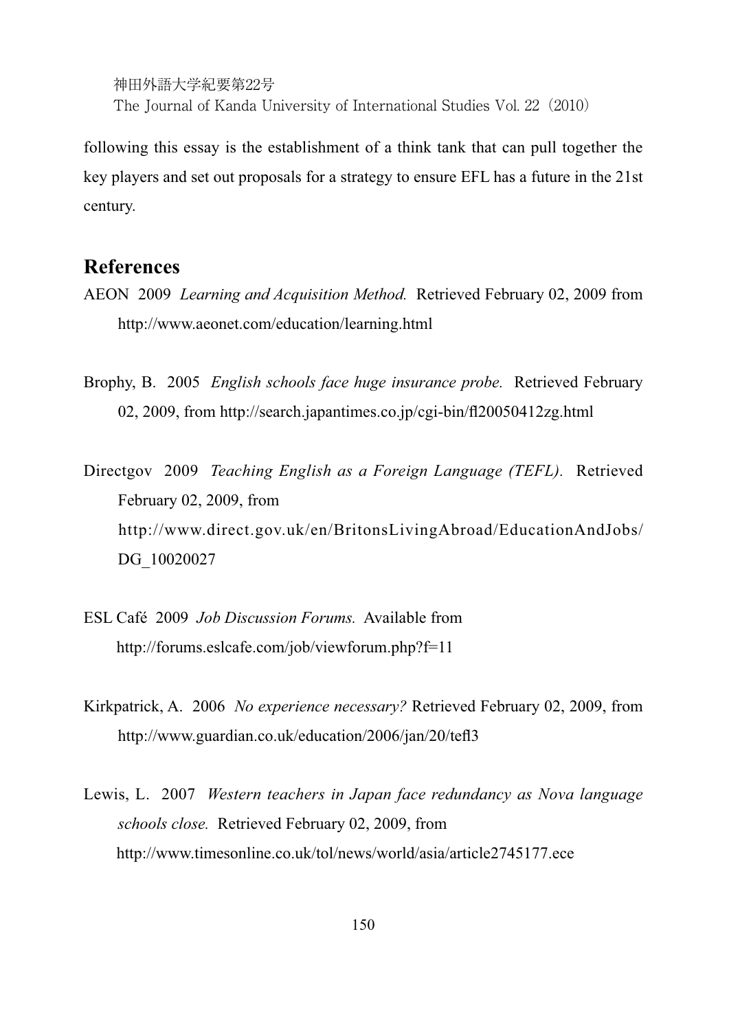following this essay is the establishment of a think tank that can pull together the key players and set out proposals for a strategy to ensure EFL has a future in the 21st century.

## References

AEON 2009 *Learning and Acquisition Method.* Retrieved February 02, 2009 from http://www.aeonet.com/education/learning.html

Brophy, B. 2005 *English schools face huge insurance probe.* Retrieved February 02, 2009, from http://search.japantimes.co.jp/cgi-bin/fl20050412zg.html

Directgov 2009 *Teaching English as a Foreign Language (TEFL).* Retrieved February 02, 2009, from http://www.direct.gov.uk/en/BritonsLivingAbroad/EducationAndJobs/DG_10020027

ESL Café 2009 *Job Discussion Forums.* Available from http://forums.eslcafe.com/job/viewforum.php?f=11

Kirkpatrick, A. 2006 *No experience necessary?* Retrieved February 02, 2009, from http://www.guardian.co.uk/education/2006/jan/20/tefl3

Lewis, L. 2007 *Western teachers in Japan face redundancy as Nova language schools close.* Retrieved February 02, 2009, from http://www.timesonline.co.uk/tol/news/world/asia/article2745177.ece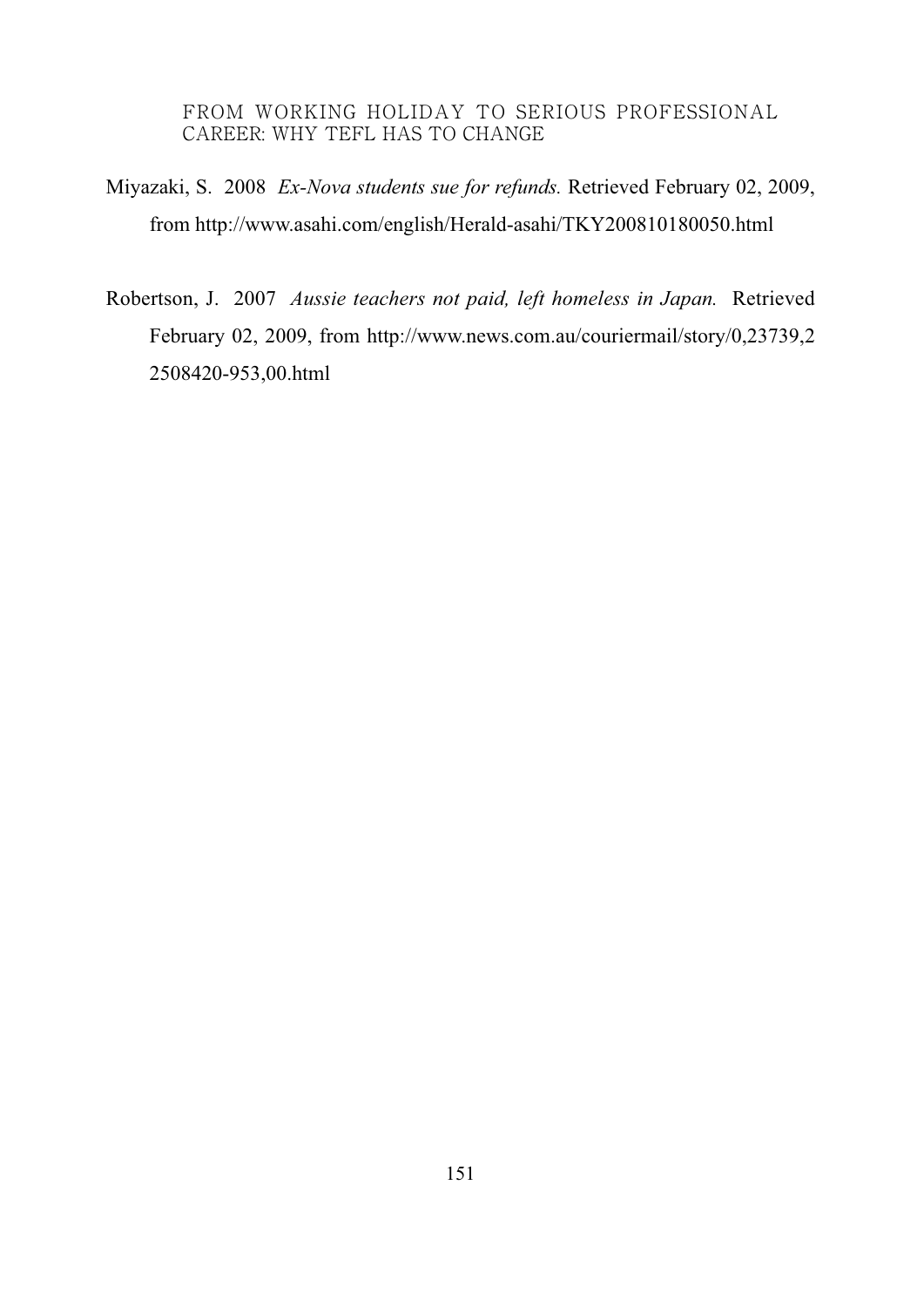Miyazaki, S. 2008 *Ex-Nova students sue for refunds.* Retrieved February 02, 2009, from http://www.asahi.com/english/Herald-asahi/TKY200810180050.html

Robertson, J. 2007 *Aussie teachers not paid, left homeless in Japan.* Retrieved February 02, 2009, from http://www.news.com.au/couriermail/story/0,23739,22508420-953,00.html